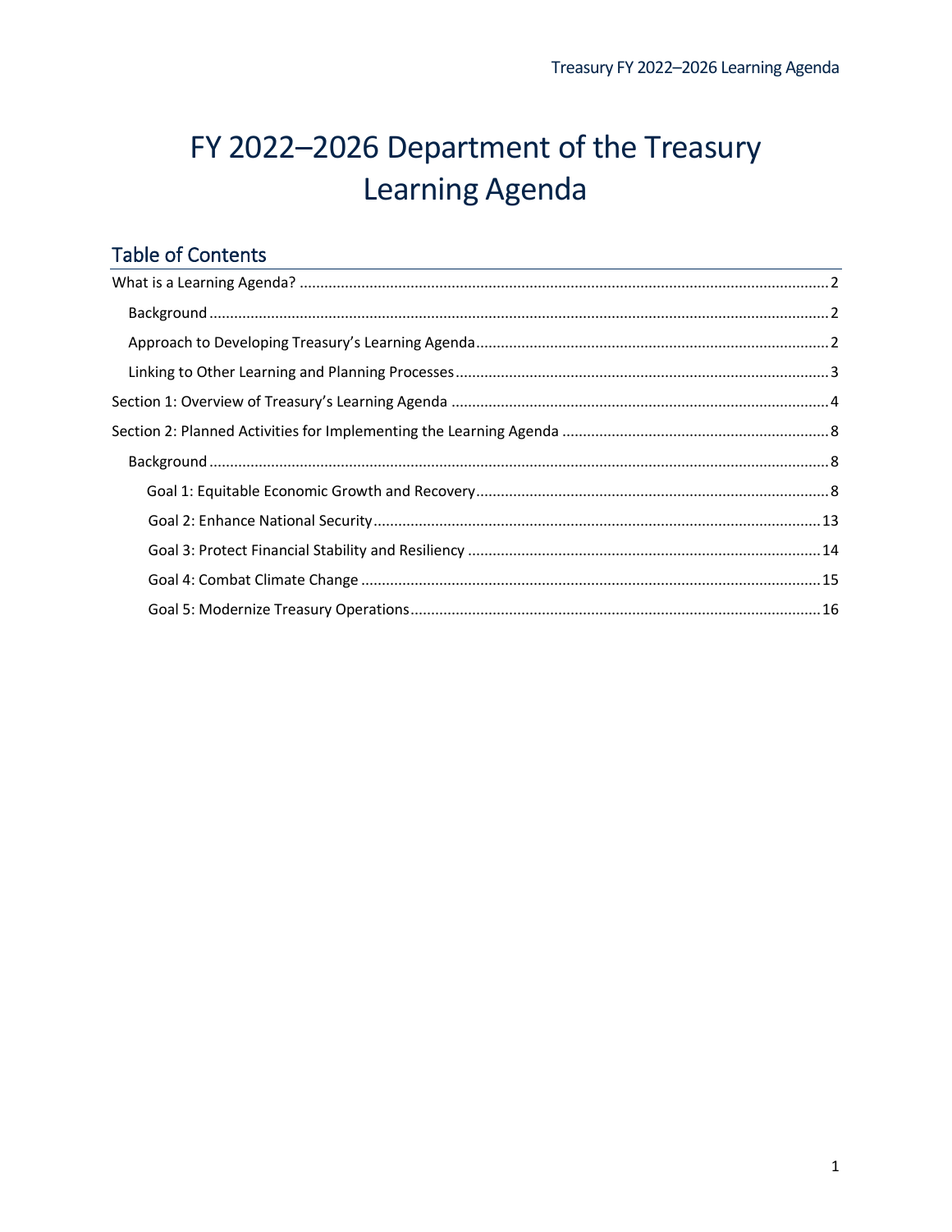# FY 2022–2026 Department of the Treasury Learning Agenda

## Table of Contents

What is a Learning Agenda? ........................................................................................................................ 2

- Background .............................................................................................................................................. 2
- Approach to Developing Treasury's Learning Agenda ............................................................................ 2
- Linking to Other Learning and Planning Processes ................................................................................ 3

Section 1: Overview of Treasury's Learning Agenda ................................................................................. 4

Section 2: Planned Activities for Implementing the Learning Agenda ....................................................... 8

- Background .............................................................................................................................................. 8
  - Goal 1: Equitable Economic Growth and Recovery ............................................................................ 8
  - Goal 2: Enhance National Security .................................................................................................... 13
  - Goal 3: Protect Financial Stability and Resiliency ............................................................................. 14
  - Goal 4: Combat Climate Change ....................................................................................................... 15
  - Goal 5: Modernize Treasury Operations ........................................................................................... 16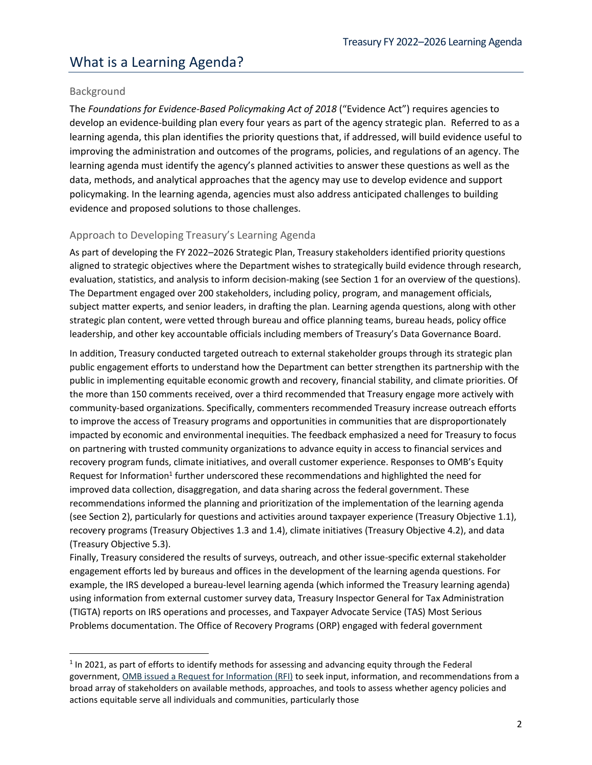# What is a Learning Agenda?

## Background

The *Foundations for Evidence-Based Policymaking Act of 2018* ("Evidence Act") requires agencies to develop an evidence-building plan every four years as part of the agency strategic plan. Referred to as a learning agenda, this plan identifies the priority questions that, if addressed, will build evidence useful to improving the administration and outcomes of the programs, policies, and regulations of an agency. The learning agenda must identify the agency's planned activities to answer these questions as well as the data, methods, and analytical approaches that the agency may use to develop evidence and support policymaking. In the learning agenda, agencies must also address anticipated challenges to building evidence and proposed solutions to those challenges.

## Approach to Developing Treasury's Learning Agenda

As part of developing the FY 2022–2026 Strategic Plan, Treasury stakeholders identified priority questions aligned to strategic objectives where the Department wishes to strategically build evidence through research, evaluation, statistics, and analysis to inform decision-making (see Section 1 for an overview of the questions). The Department engaged over 200 stakeholders, including policy, program, and management officials, subject matter experts, and senior leaders, in drafting the plan. Learning agenda questions, along with other strategic plan content, were vetted through bureau and office planning teams, bureau heads, policy office leadership, and other key accountable officials including members of Treasury's Data Governance Board.

In addition, Treasury conducted targeted outreach to external stakeholder groups through its strategic plan public engagement efforts to understand how the Department can better strengthen its partnership with the public in implementing equitable economic growth and recovery, financial stability, and climate priorities. Of the more than 150 comments received, over a third recommended that Treasury engage more actively with community-based organizations. Specifically, commenters recommended Treasury increase outreach efforts to improve the access of Treasury programs and opportunities in communities that are disproportionately impacted by economic and environmental inequities. The feedback emphasized a need for Treasury to focus on partnering with trusted community organizations to advance equity in access to financial services and recovery program funds, climate initiatives, and overall customer experience. Responses to OMB's Equity Request for Information[1] further underscored these recommendations and highlighted the need for improved data collection, disaggregation, and data sharing across the federal government. These recommendations informed the planning and prioritization of the implementation of the learning agenda (see Section 2), particularly for questions and activities around taxpayer experience (Treasury Objective 1.1), recovery programs (Treasury Objectives 1.3 and 1.4), climate initiatives (Treasury Objective 4.2), and data (Treasury Objective 5.3).

Finally, Treasury considered the results of surveys, outreach, and other issue-specific external stakeholder engagement efforts led by bureaus and offices in the development of the learning agenda questions. For example, the IRS developed a bureau-level learning agenda (which informed the Treasury learning agenda) using information from external customer survey data, Treasury Inspector General for Tax Administration (TIGTA) reports on IRS operations and processes, and Taxpayer Advocate Service (TAS) Most Serious Problems documentation. The Office of Recovery Programs (ORP) engaged with federal government

[1] In 2021, as part of efforts to identify methods for assessing and advancing equity through the Federal government, OMB issued a Request for Information (RFI) to seek input, information, and recommendations from a broad array of stakeholders on available methods, approaches, and tools to assess whether agency policies and actions equitable serve all individuals and communities, particularly those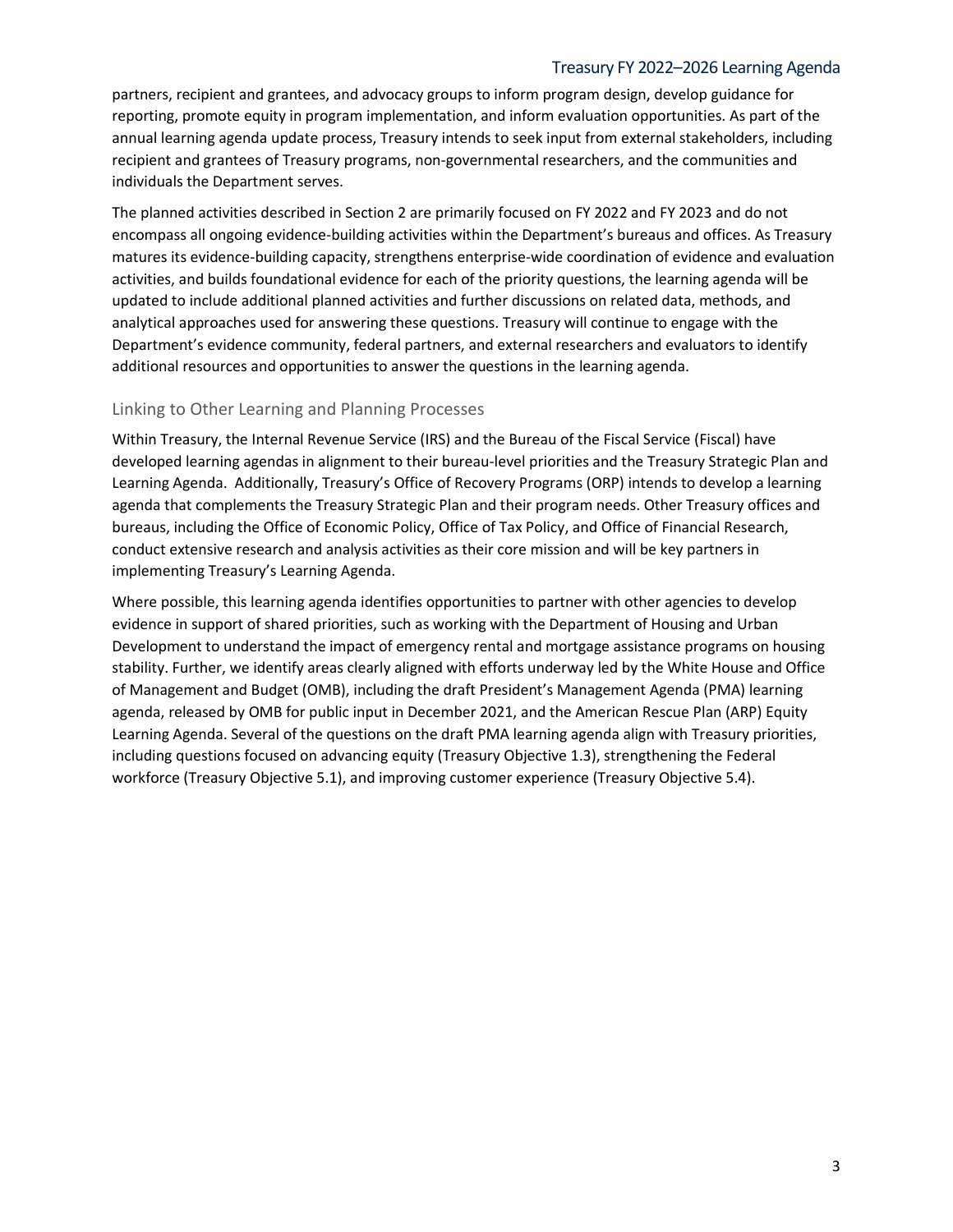partners, recipient and grantees, and advocacy groups to inform program design, develop guidance for reporting, promote equity in program implementation, and inform evaluation opportunities. As part of the annual learning agenda update process, Treasury intends to seek input from external stakeholders, including recipient and grantees of Treasury programs, non-governmental researchers, and the communities and individuals the Department serves.

The planned activities described in Section 2 are primarily focused on FY 2022 and FY 2023 and do not encompass all ongoing evidence-building activities within the Department's bureaus and offices. As Treasury matures its evidence-building capacity, strengthens enterprise-wide coordination of evidence and evaluation activities, and builds foundational evidence for each of the priority questions, the learning agenda will be updated to include additional planned activities and further discussions on related data, methods, and analytical approaches used for answering these questions. Treasury will continue to engage with the Department's evidence community, federal partners, and external researchers and evaluators to identify additional resources and opportunities to answer the questions in the learning agenda.

### Linking to Other Learning and Planning Processes

Within Treasury, the Internal Revenue Service (IRS) and the Bureau of the Fiscal Service (Fiscal) have developed learning agendas in alignment to their bureau-level priorities and the Treasury Strategic Plan and Learning Agenda. Additionally, Treasury's Office of Recovery Programs (ORP) intends to develop a learning agenda that complements the Treasury Strategic Plan and their program needs. Other Treasury offices and bureaus, including the Office of Economic Policy, Office of Tax Policy, and Office of Financial Research, conduct extensive research and analysis activities as their core mission and will be key partners in implementing Treasury's Learning Agenda.

Where possible, this learning agenda identifies opportunities to partner with other agencies to develop evidence in support of shared priorities, such as working with the Department of Housing and Urban Development to understand the impact of emergency rental and mortgage assistance programs on housing stability. Further, we identify areas clearly aligned with efforts underway led by the White House and Office of Management and Budget (OMB), including the draft President's Management Agenda (PMA) learning agenda, released by OMB for public input in December 2021, and the American Rescue Plan (ARP) Equity Learning Agenda. Several of the questions on the draft PMA learning agenda align with Treasury priorities, including questions focused on advancing equity (Treasury Objective 1.3), strengthening the Federal workforce (Treasury Objective 5.1), and improving customer experience (Treasury Objective 5.4).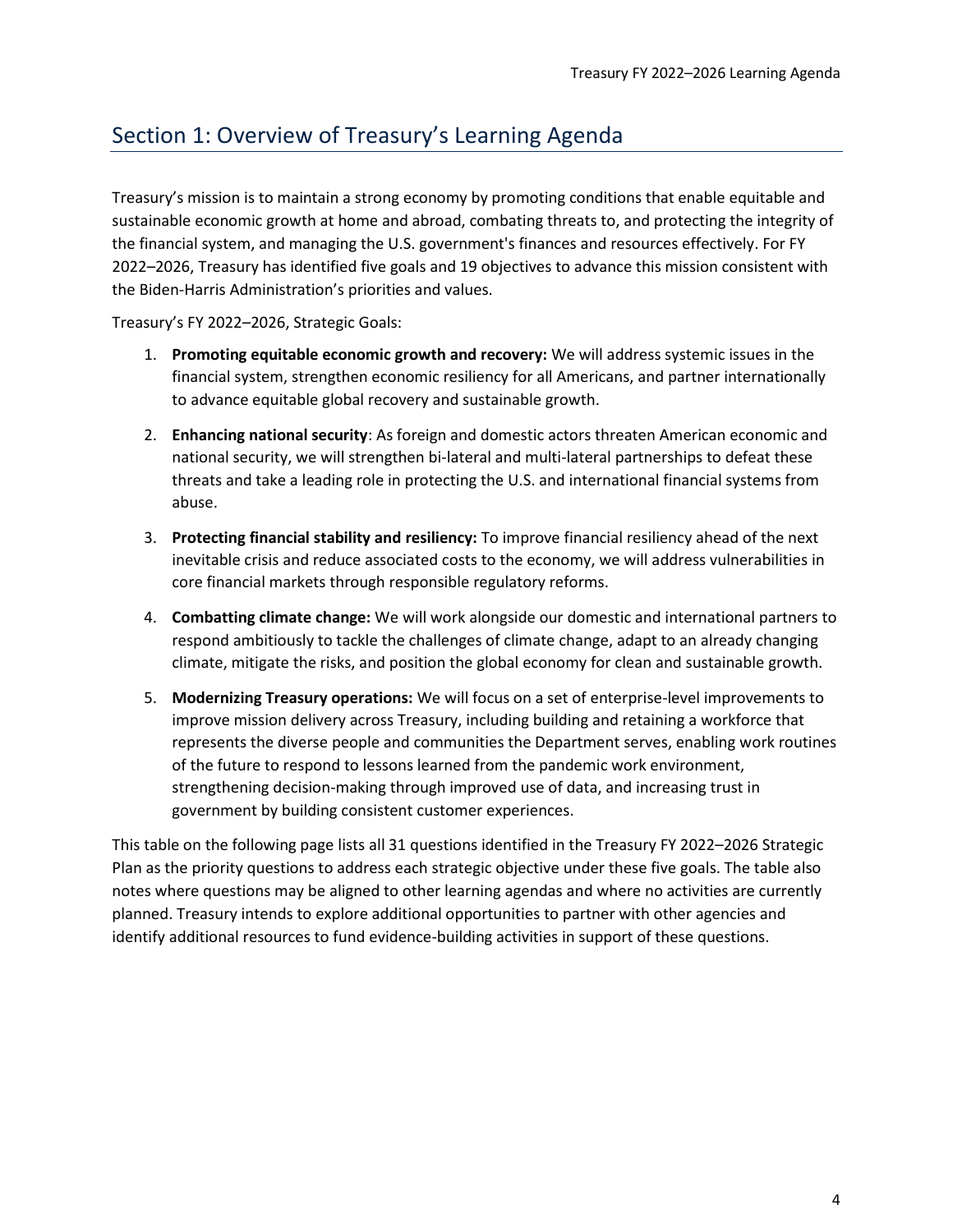## Section 1: Overview of Treasury's Learning Agenda

Treasury's mission is to maintain a strong economy by promoting conditions that enable equitable and sustainable economic growth at home and abroad, combating threats to, and protecting the integrity of the financial system, and managing the U.S. government's finances and resources effectively. For FY 2022–2026, Treasury has identified five goals and 19 objectives to advance this mission consistent with the Biden-Harris Administration's priorities and values.

Treasury's FY 2022–2026, Strategic Goals:

1. **Promoting equitable economic growth and recovery:** We will address systemic issues in the financial system, strengthen economic resiliency for all Americans, and partner internationally to advance equitable global recovery and sustainable growth.
2. **Enhancing national security**: As foreign and domestic actors threaten American economic and national security, we will strengthen bi-lateral and multi-lateral partnerships to defeat these threats and take a leading role in protecting the U.S. and international financial systems from abuse.
3. **Protecting financial stability and resiliency:** To improve financial resiliency ahead of the next inevitable crisis and reduce associated costs to the economy, we will address vulnerabilities in core financial markets through responsible regulatory reforms.
4. **Combatting climate change:** We will work alongside our domestic and international partners to respond ambitiously to tackle the challenges of climate change, adapt to an already changing climate, mitigate the risks, and position the global economy for clean and sustainable growth.
5. **Modernizing Treasury operations:** We will focus on a set of enterprise-level improvements to improve mission delivery across Treasury, including building and retaining a workforce that represents the diverse people and communities the Department serves, enabling work routines of the future to respond to lessons learned from the pandemic work environment, strengthening decision-making through improved use of data, and increasing trust in government by building consistent customer experiences.

This table on the following page lists all 31 questions identified in the Treasury FY 2022–2026 Strategic Plan as the priority questions to address each strategic objective under these five goals. The table also notes where questions may be aligned to other learning agendas and where no activities are currently planned. Treasury intends to explore additional opportunities to partner with other agencies and identify additional resources to fund evidence-building activities in support of these questions.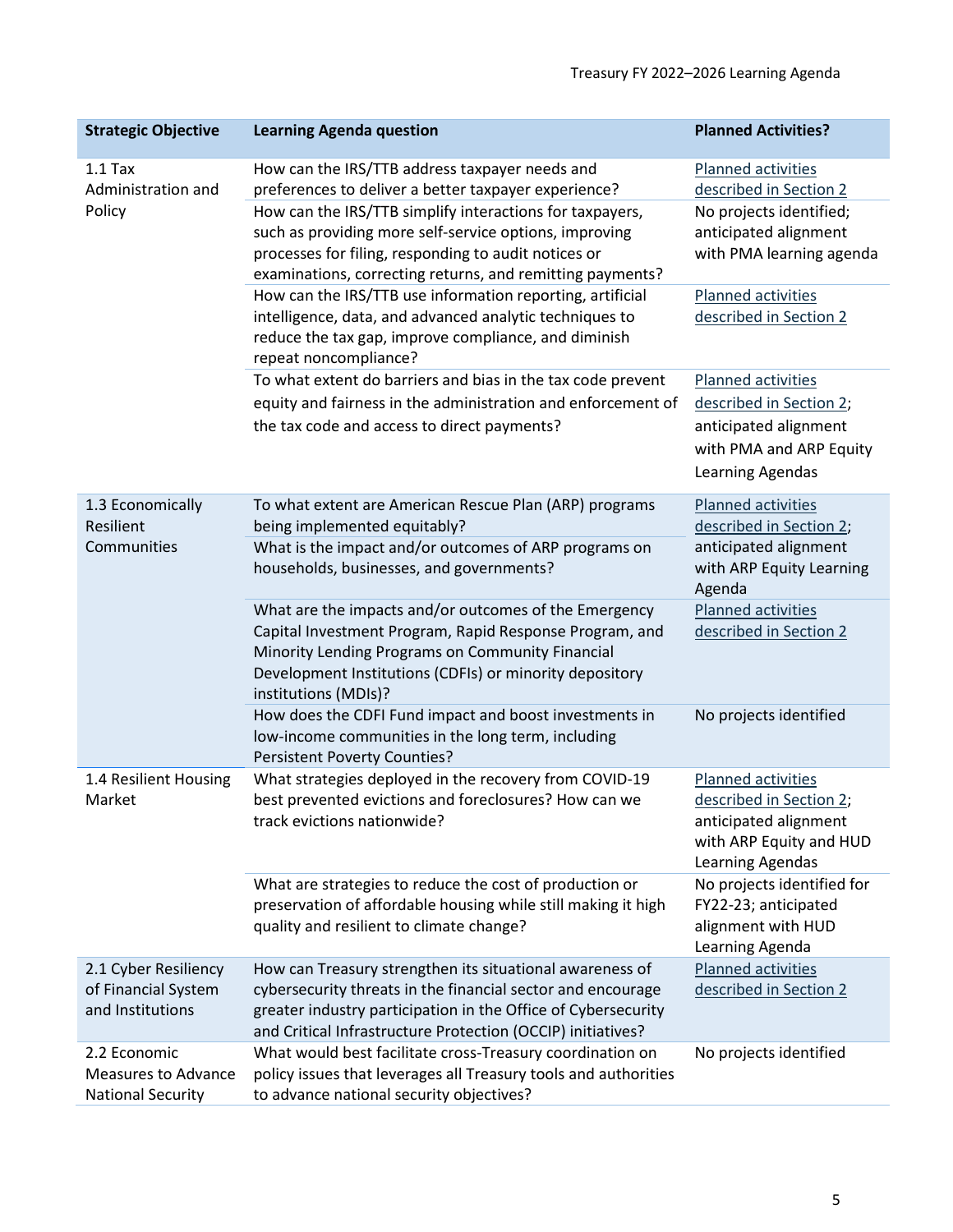| Strategic Objective | Learning Agenda question | Planned Activities? |
|---|---|---|
| 1.1 Tax Administration and Policy | How can the IRS/TTB address taxpayer needs and preferences to deliver a better taxpayer experience? | Planned activities described in Section 2 |
| | How can the IRS/TTB simplify interactions for taxpayers, such as providing more self-service options, improving processes for filing, responding to audit notices or examinations, correcting returns, and remitting payments? | No projects identified; anticipated alignment with PMA learning agenda |
| | How can the IRS/TTB use information reporting, artificial intelligence, data, and advanced analytic techniques to reduce the tax gap, improve compliance, and diminish repeat noncompliance? | Planned activities described in Section 2 |
| | To what extent do barriers and bias in the tax code prevent equity and fairness in the administration and enforcement of the tax code and access to direct payments? | Planned activities described in Section 2; anticipated alignment with PMA and ARP Equity Learning Agendas |
| 1.3 Economically Resilient Communities | To what extent are American Rescue Plan (ARP) programs being implemented equitably? | Planned activities described in Section 2; anticipated alignment with ARP Equity Learning Agenda |
| | What is the impact and/or outcomes of ARP programs on households, businesses, and governments? | |
| | What are the impacts and/or outcomes of the Emergency Capital Investment Program, Rapid Response Program, and Minority Lending Programs on Community Financial Development Institutions (CDFIs) or minority depository institutions (MDIs)? | Planned activities described in Section 2 |
| | How does the CDFI Fund impact and boost investments in low-income communities in the long term, including Persistent Poverty Counties? | No projects identified |
| 1.4 Resilient Housing Market | What strategies deployed in the recovery from COVID-19 best prevented evictions and foreclosures? How can we track evictions nationwide? | Planned activities described in Section 2; anticipated alignment with ARP Equity and HUD Learning Agendas |
| | What are strategies to reduce the cost of production or preservation of affordable housing while still making it high quality and resilient to climate change? | No projects identified for FY22-23; anticipated alignment with HUD Learning Agenda |
| 2.1 Cyber Resiliency of Financial System and Institutions | How can Treasury strengthen its situational awareness of cybersecurity threats in the financial sector and encourage greater industry participation in the Office of Cybersecurity and Critical Infrastructure Protection (OCCIP) initiatives? | Planned activities described in Section 2 |
| 2.2 Economic Measures to Advance National Security | What would best facilitate cross-Treasury coordination on policy issues that leverages all Treasury tools and authorities to advance national security objectives? | No projects identified |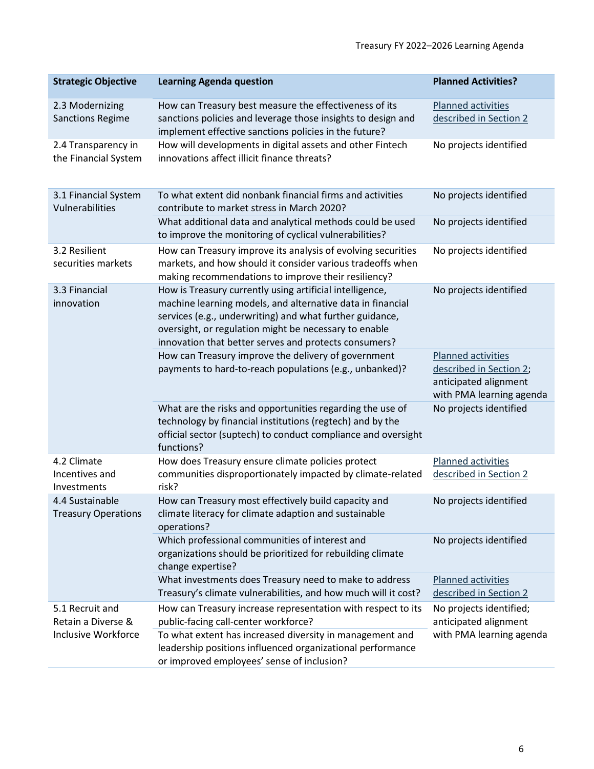| Strategic Objective | Learning Agenda question | Planned Activities? |
|---|---|---|
| 2.3 Modernizing Sanctions Regime | How can Treasury best measure the effectiveness of its sanctions policies and leverage those insights to design and implement effective sanctions policies in the future? | Planned activities described in Section 2 |
| 2.4 Transparency in the Financial System | How will developments in digital assets and other Fintech innovations affect illicit finance threats? | No projects identified |
| 3.1 Financial System Vulnerabilities | To what extent did nonbank financial firms and activities contribute to market stress in March 2020? | No projects identified |
| | What additional data and analytical methods could be used to improve the monitoring of cyclical vulnerabilities? | No projects identified |
| 3.2 Resilient securities markets | How can Treasury improve its analysis of evolving securities markets, and how should it consider various tradeoffs when making recommendations to improve their resiliency? | No projects identified |
| 3.3 Financial innovation | How is Treasury currently using artificial intelligence, machine learning models, and alternative data in financial services (e.g., underwriting) and what further guidance, oversight, or regulation might be necessary to enable innovation that better serves and protects consumers? | No projects identified |
| | How can Treasury improve the delivery of government payments to hard-to-reach populations (e.g., unbanked)? | Planned activities described in Section 2; anticipated alignment with PMA learning agenda |
| | What are the risks and opportunities regarding the use of technology by financial institutions (regtech) and by the official sector (suptech) to conduct compliance and oversight functions? | No projects identified |
| 4.2 Climate Incentives and Investments | How does Treasury ensure climate policies protect communities disproportionately impacted by climate-related risk? | Planned activities described in Section 2 |
| 4.4 Sustainable Treasury Operations | How can Treasury most effectively build capacity and climate literacy for climate adaption and sustainable operations? | No projects identified |
| | Which professional communities of interest and organizations should be prioritized for rebuilding climate change expertise? | No projects identified |
| | What investments does Treasury need to make to address Treasury's climate vulnerabilities, and how much will it cost? | Planned activities described in Section 2 |
| 5.1 Recruit and Retain a Diverse & Inclusive Workforce | How can Treasury increase representation with respect to its public-facing call-center workforce? | No projects identified; anticipated alignment with PMA learning agenda |
| | To what extent has increased diversity in management and leadership positions influenced organizational performance or improved employees' sense of inclusion? | |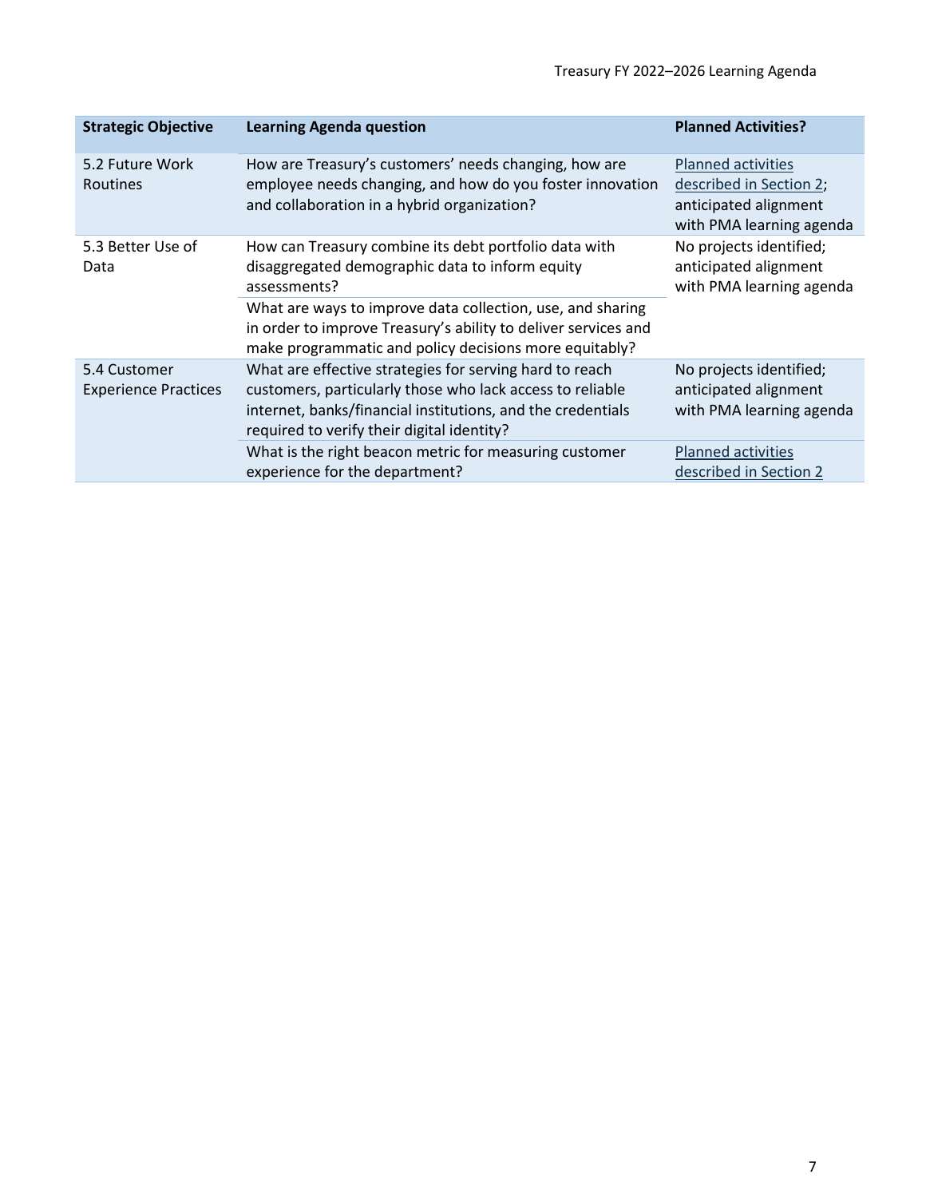| Strategic Objective | Learning Agenda question | Planned Activities? |
| --- | --- | --- |
| 5.2 Future Work Routines | How are Treasury's customers' needs changing, how are employee needs changing, and how do you foster innovation and collaboration in a hybrid organization? | Planned activities described in Section 2; anticipated alignment with PMA learning agenda |
| 5.3 Better Use of Data | How can Treasury combine its debt portfolio data with disaggregated demographic data to inform equity assessments? | No projects identified; anticipated alignment with PMA learning agenda |
| | What are ways to improve data collection, use, and sharing in order to improve Treasury's ability to deliver services and make programmatic and policy decisions more equitably? | |
| 5.4 Customer Experience Practices | What are effective strategies for serving hard to reach customers, particularly those who lack access to reliable internet, banks/financial institutions, and the credentials required to verify their digital identity? | No projects identified; anticipated alignment with PMA learning agenda |
| | What is the right beacon metric for measuring customer experience for the department? | Planned activities described in Section 2 |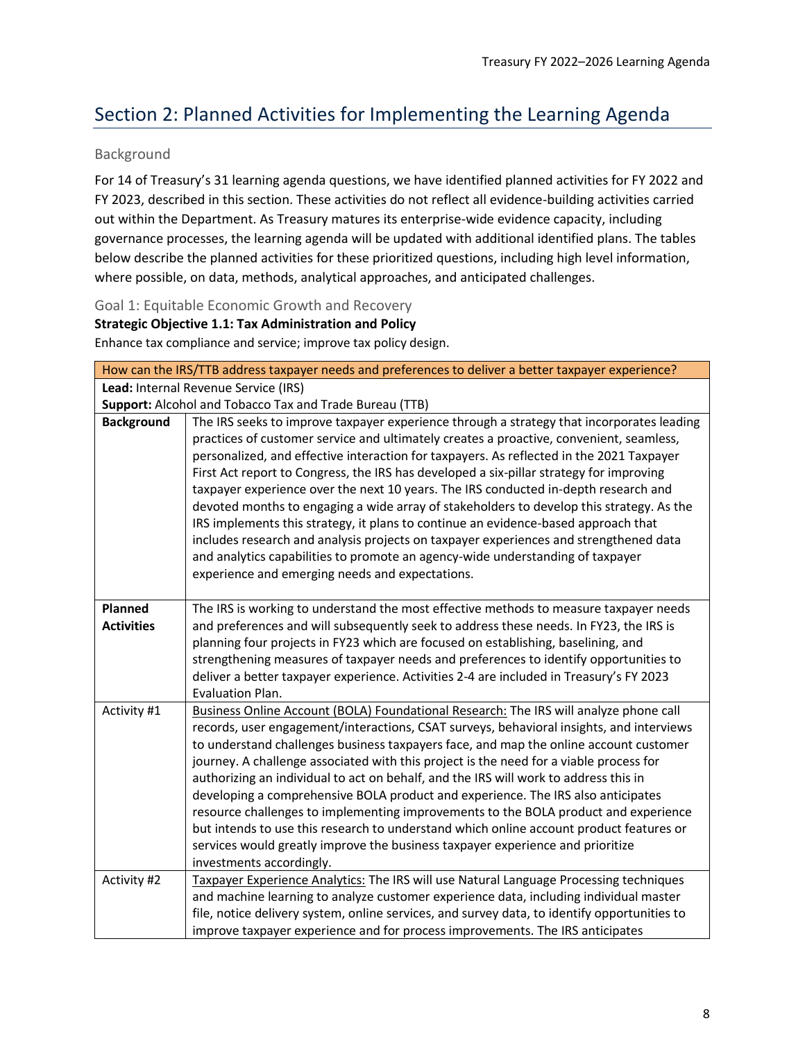## Section 2: Planned Activities for Implementing the Learning Agenda

### Background

For 14 of Treasury's 31 learning agenda questions, we have identified planned activities for FY 2022 and FY 2023, described in this section. These activities do not reflect all evidence-building activities carried out within the Department. As Treasury matures its enterprise-wide evidence capacity, including governance processes, the learning agenda will be updated with additional identified plans. The tables below describe the planned activities for these prioritized questions, including high level information, where possible, on data, methods, analytical approaches, and anticipated challenges.

### Goal 1: Equitable Economic Growth and Recovery

**Strategic Objective 1.1: Tax Administration and Policy**

Enhance tax compliance and service; improve tax policy design.

| How can the IRS/TTB address taxpayer needs and preferences to deliver a better taxpayer experience? | |
|---|---|
| **Lead:** Internal Revenue Service (IRS)<br>**Support:** Alcohol and Tobacco Tax and Trade Bureau (TTB) | |
| **Background** | The IRS seeks to improve taxpayer experience through a strategy that incorporates leading practices of customer service and ultimately creates a proactive, convenient, seamless, personalized, and effective interaction for taxpayers. As reflected in the 2021 Taxpayer First Act report to Congress, the IRS has developed a six-pillar strategy for improving taxpayer experience over the next 10 years. The IRS conducted in-depth research and devoted months to engaging a wide array of stakeholders to develop this strategy. As the IRS implements this strategy, it plans to continue an evidence-based approach that includes research and analysis projects on taxpayer experiences and strengthened data and analytics capabilities to promote an agency-wide understanding of taxpayer experience and emerging needs and expectations. |
| **Planned Activities** | The IRS is working to understand the most effective methods to measure taxpayer needs and preferences and will subsequently seek to address these needs. In FY23, the IRS is planning four projects in FY23 which are focused on establishing, baselining, and strengthening measures of taxpayer needs and preferences to identify opportunities to deliver a better taxpayer experience. Activities 2-4 are included in Treasury's FY 2023 Evaluation Plan. |
| Activity #1 | Business Online Account (BOLA) Foundational Research: The IRS will analyze phone call records, user engagement/interactions, CSAT surveys, behavioral insights, and interviews to understand challenges business taxpayers face, and map the online account customer journey. A challenge associated with this project is the need for a viable process for authorizing an individual to act on behalf, and the IRS will work to address this in developing a comprehensive BOLA product and experience. The IRS also anticipates resource challenges to implementing improvements to the BOLA product and experience but intends to use this research to understand which online account product features or services would greatly improve the business taxpayer experience and prioritize investments accordingly. |
| Activity #2 | Taxpayer Experience Analytics: The IRS will use Natural Language Processing techniques and machine learning to analyze customer experience data, including individual master file, notice delivery system, online services, and survey data, to identify opportunities to improve taxpayer experience and for process improvements. The IRS anticipates |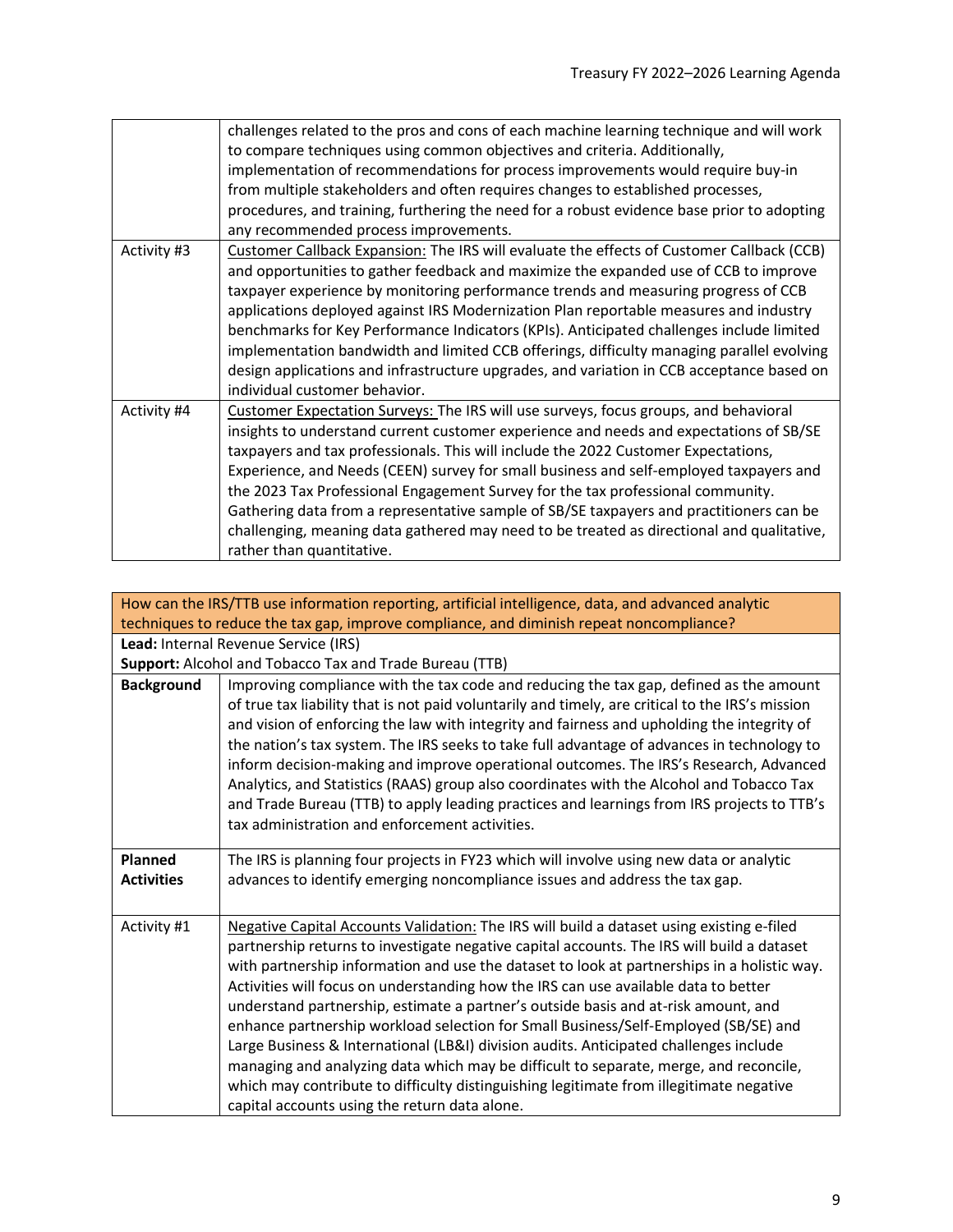| | |
|---|---|
| | challenges related to the pros and cons of each machine learning technique and will work to compare techniques using common objectives and criteria. Additionally, implementation of recommendations for process improvements would require buy-in from multiple stakeholders and often requires changes to established processes, procedures, and training, furthering the need for a robust evidence base prior to adopting any recommended process improvements. |
| Activity #3 | Customer Callback Expansion: The IRS will evaluate the effects of Customer Callback (CCB) and opportunities to gather feedback and maximize the expanded use of CCB to improve taxpayer experience by monitoring performance trends and measuring progress of CCB applications deployed against IRS Modernization Plan reportable measures and industry benchmarks for Key Performance Indicators (KPIs). Anticipated challenges include limited implementation bandwidth and limited CCB offerings, difficulty managing parallel evolving design applications and infrastructure upgrades, and variation in CCB acceptance based on individual customer behavior. |
| Activity #4 | Customer Expectation Surveys: The IRS will use surveys, focus groups, and behavioral insights to understand current customer experience and needs and expectations of SB/SE taxpayers and tax professionals. This will include the 2022 Customer Expectations, Experience, and Needs (CEEN) survey for small business and self-employed taxpayers and the 2023 Tax Professional Engagement Survey for the tax professional community. Gathering data from a representative sample of SB/SE taxpayers and practitioners can be challenging, meaning data gathered may need to be treated as directional and qualitative, rather than quantitative. |

| How can the IRS/TTB use information reporting, artificial intelligence, data, and advanced analytic techniques to reduce the tax gap, improve compliance, and diminish repeat noncompliance? | |
|---|---|
| **Lead:** Internal Revenue Service (IRS)<br>**Support:** Alcohol and Tobacco Tax and Trade Bureau (TTB) | |
| **Background** | Improving compliance with the tax code and reducing the tax gap, defined as the amount of true tax liability that is not paid voluntarily and timely, are critical to the IRS's mission and vision of enforcing the law with integrity and fairness and upholding the integrity of the nation's tax system. The IRS seeks to take full advantage of advances in technology to inform decision-making and improve operational outcomes. The IRS's Research, Advanced Analytics, and Statistics (RAAS) group also coordinates with the Alcohol and Tobacco Tax and Trade Bureau (TTB) to apply leading practices and learnings from IRS projects to TTB's tax administration and enforcement activities. |
| **Planned Activities** | The IRS is planning four projects in FY23 which will involve using new data or analytic advances to identify emerging noncompliance issues and address the tax gap. |
| Activity #1 | Negative Capital Accounts Validation: The IRS will build a dataset using existing e-filed partnership returns to investigate negative capital accounts. The IRS will build a dataset with partnership information and use the dataset to look at partnerships in a holistic way. Activities will focus on understanding how the IRS can use available data to better understand partnership, estimate a partner's outside basis and at-risk amount, and enhance partnership workload selection for Small Business/Self-Employed (SB/SE) and Large Business & International (LB&I) division audits. Anticipated challenges include managing and analyzing data which may be difficult to separate, merge, and reconcile, which may contribute to difficulty distinguishing legitimate from illegitimate negative capital accounts using the return data alone. |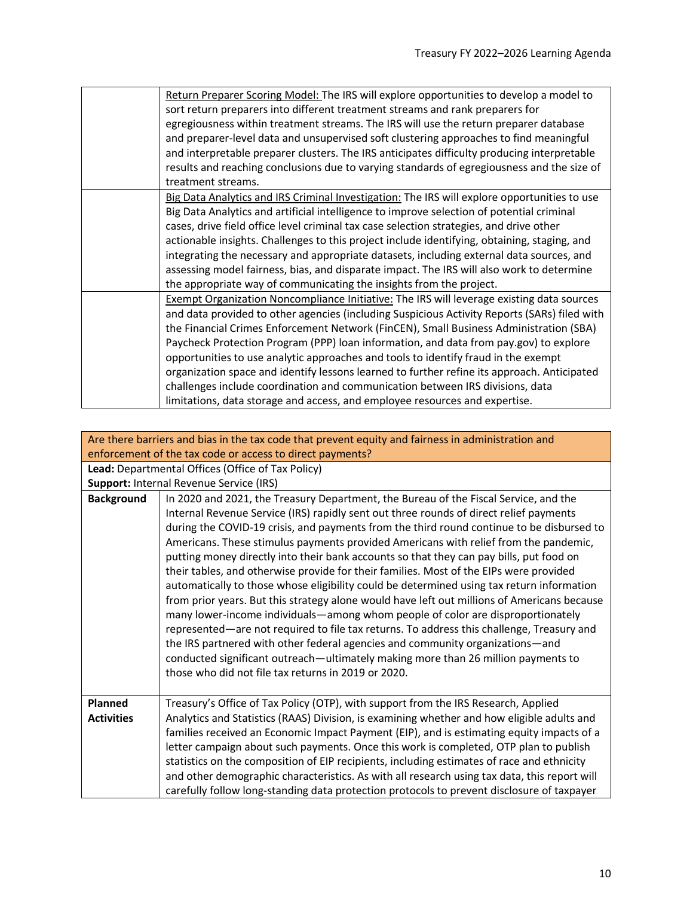| | |
|---|---|
| | Return Preparer Scoring Model: The IRS will explore opportunities to develop a model to sort return preparers into different treatment streams and rank preparers for egregiousness within treatment streams. The IRS will use the return preparer database and preparer-level data and unsupervised soft clustering approaches to find meaningful and interpretable preparer clusters. The IRS anticipates difficulty producing interpretable results and reaching conclusions due to varying standards of egregiousness and the size of treatment streams. |
| | Big Data Analytics and IRS Criminal Investigation: The IRS will explore opportunities to use Big Data Analytics and artificial intelligence to improve selection of potential criminal cases, drive field office level criminal tax case selection strategies, and drive other actionable insights. Challenges to this project include identifying, obtaining, staging, and integrating the necessary and appropriate datasets, including external data sources, and assessing model fairness, bias, and disparate impact. The IRS will also work to determine the appropriate way of communicating the insights from the project. |
| | Exempt Organization Noncompliance Initiative: The IRS will leverage existing data sources and data provided to other agencies (including Suspicious Activity Reports (SARs) filed with the Financial Crimes Enforcement Network (FinCEN), Small Business Administration (SBA) Paycheck Protection Program (PPP) loan information, and data from pay.gov) to explore opportunities to use analytic approaches and tools to identify fraud in the exempt organization space and identify lessons learned to further refine its approach. Anticipated challenges include coordination and communication between IRS divisions, data limitations, data storage and access, and employee resources and expertise. |

| Are there barriers and bias in the tax code that prevent equity and fairness in administration and enforcement of the tax code or access to direct payments? | |
|---|---|
| **Lead:** Departmental Offices (Office of Tax Policy)<br>**Support:** Internal Revenue Service (IRS) | |
| **Background** | In 2020 and 2021, the Treasury Department, the Bureau of the Fiscal Service, and the Internal Revenue Service (IRS) rapidly sent out three rounds of direct relief payments during the COVID-19 crisis, and payments from the third round continue to be disbursed to Americans. These stimulus payments provided Americans with relief from the pandemic, putting money directly into their bank accounts so that they can pay bills, put food on their tables, and otherwise provide for their families. Most of the EIPs were provided automatically to those whose eligibility could be determined using tax return information from prior years. But this strategy alone would have left out millions of Americans because many lower-income individuals—among whom people of color are disproportionately represented—are not required to file tax returns. To address this challenge, Treasury and the IRS partnered with other federal agencies and community organizations—and conducted significant outreach—ultimately making more than 26 million payments to those who did not file tax returns in 2019 or 2020. |
| **Planned Activities** | Treasury's Office of Tax Policy (OTP), with support from the IRS Research, Applied Analytics and Statistics (RAAS) Division, is examining whether and how eligible adults and families received an Economic Impact Payment (EIP), and is estimating equity impacts of a letter campaign about such payments. Once this work is completed, OTP plan to publish statistics on the composition of EIP recipients, including estimates of race and ethnicity and other demographic characteristics. As with all research using tax data, this report will carefully follow long-standing data protection protocols to prevent disclosure of taxpayer |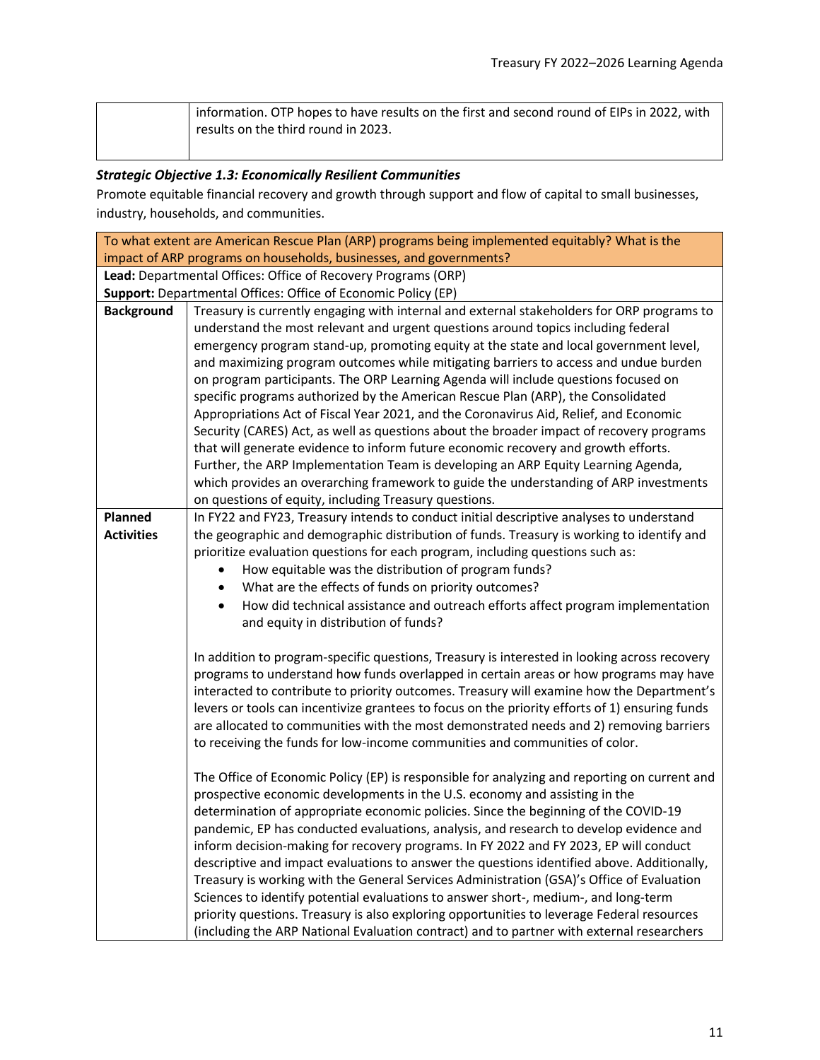| | information. OTP hopes to have results on the first and second round of EIPs in 2022, with results on the third round in 2023. |
|---|---|

### *Strategic Objective 1.3: Economically Resilient Communities*

Promote equitable financial recovery and growth through support and flow of capital to small businesses, industry, households, and communities.

| To what extent are American Rescue Plan (ARP) programs being implemented equitably? What is the impact of ARP programs on households, businesses, and governments? | |
|---|---|
| **Lead:** Departmental Offices: Office of Recovery Programs (ORP)<br>**Support:** Departmental Offices: Office of Economic Policy (EP) | |
| **Background** | Treasury is currently engaging with internal and external stakeholders for ORP programs to understand the most relevant and urgent questions around topics including federal emergency program stand-up, promoting equity at the state and local government level, and maximizing program outcomes while mitigating barriers to access and undue burden on program participants. The ORP Learning Agenda will include questions focused on specific programs authorized by the American Rescue Plan (ARP), the Consolidated Appropriations Act of Fiscal Year 2021, and the Coronavirus Aid, Relief, and Economic Security (CARES) Act, as well as questions about the broader impact of recovery programs that will generate evidence to inform future economic recovery and growth efforts. Further, the ARP Implementation Team is developing an ARP Equity Learning Agenda, which provides an overarching framework to guide the understanding of ARP investments on questions of equity, including Treasury questions. |
| **Planned Activities** | In FY22 and FY23, Treasury intends to conduct initial descriptive analyses to understand the geographic and demographic distribution of funds. Treasury is working to identify and prioritize evaluation questions for each program, including questions such as:<br>• How equitable was the distribution of program funds?<br>• What are the effects of funds on priority outcomes?<br>• How did technical assistance and outreach efforts affect program implementation and equity in distribution of funds?<br><br>In addition to program-specific questions, Treasury is interested in looking across recovery programs to understand how funds overlapped in certain areas or how programs may have interacted to contribute to priority outcomes. Treasury will examine how the Department's levers or tools can incentivize grantees to focus on the priority efforts of 1) ensuring funds are allocated to communities with the most demonstrated needs and 2) removing barriers to receiving the funds for low-income communities and communities of color.<br><br>The Office of Economic Policy (EP) is responsible for analyzing and reporting on current and prospective economic developments in the U.S. economy and assisting in the determination of appropriate economic policies. Since the beginning of the COVID-19 pandemic, EP has conducted evaluations, analysis, and research to develop evidence and inform decision-making for recovery programs. In FY 2022 and FY 2023, EP will conduct descriptive and impact evaluations to answer the questions identified above. Additionally, Treasury is working with the General Services Administration (GSA)'s Office of Evaluation Sciences to identify potential evaluations to answer short-, medium-, and long-term priority questions. Treasury is also exploring opportunities to leverage Federal resources (including the ARP National Evaluation contract) and to partner with external researchers |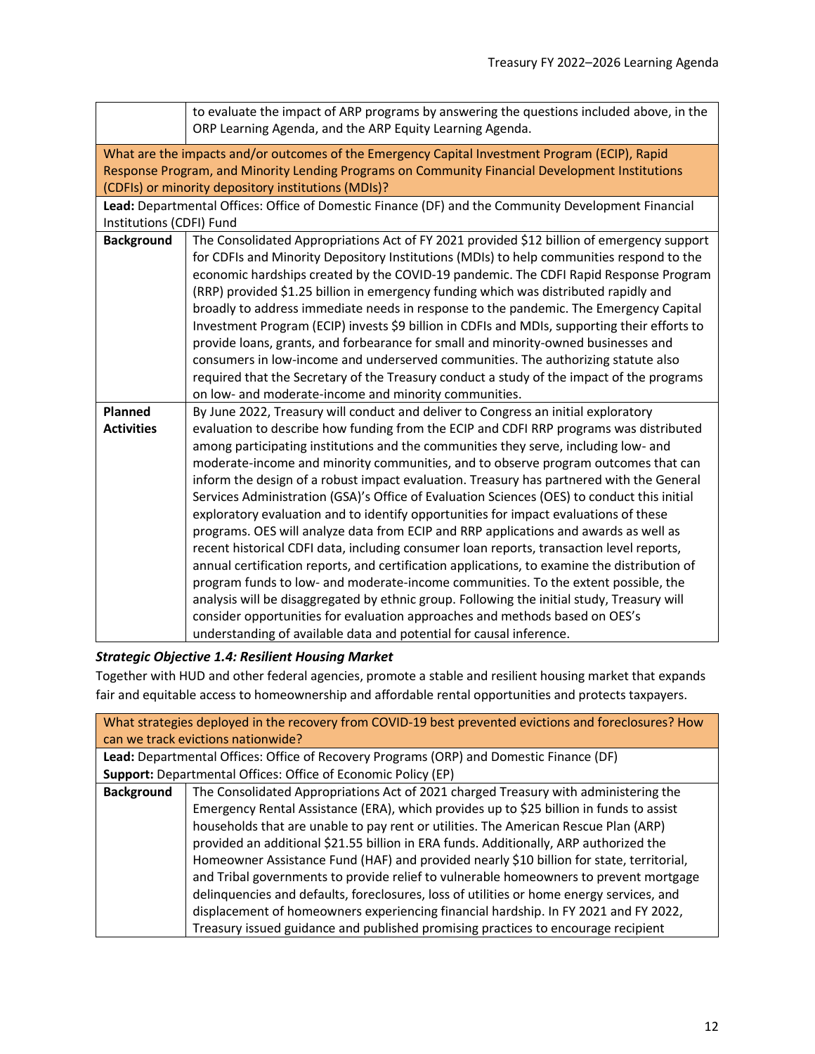| | to evaluate the impact of ARP programs by answering the questions included above, in the ORP Learning Agenda, and the ARP Equity Learning Agenda. |
|---|---|

| What are the impacts and/or outcomes of the Emergency Capital Investment Program (ECIP), Rapid Response Program, and Minority Lending Programs on Community Financial Development Institutions (CDFIs) or minority depository institutions (MDIs)? | |
|---|---|
| **Lead:** Departmental Offices: Office of Domestic Finance (DF) and the Community Development Financial Institutions (CDFI) Fund | |
| **Background** | The Consolidated Appropriations Act of FY 2021 provided $12 billion of emergency support for CDFIs and Minority Depository Institutions (MDIs) to help communities respond to the economic hardships created by the COVID-19 pandemic. The CDFI Rapid Response Program (RRP) provided $1.25 billion in emergency funding which was distributed rapidly and broadly to address immediate needs in response to the pandemic. The Emergency Capital Investment Program (ECIP) invests $9 billion in CDFIs and MDIs, supporting their efforts to provide loans, grants, and forbearance for small and minority-owned businesses and consumers in low-income and underserved communities. The authorizing statute also required that the Secretary of the Treasury conduct a study of the impact of the programs on low- and moderate-income and minority communities. |
| **Planned Activities** | By June 2022, Treasury will conduct and deliver to Congress an initial exploratory evaluation to describe how funding from the ECIP and CDFI RRP programs was distributed among participating institutions and the communities they serve, including low- and moderate-income and minority communities, and to observe program outcomes that can inform the design of a robust impact evaluation. Treasury has partnered with the General Services Administration (GSA)'s Office of Evaluation Sciences (OES) to conduct this initial exploratory evaluation and to identify opportunities for impact evaluations of these programs. OES will analyze data from ECIP and RRP applications and awards as well as recent historical CDFI data, including consumer loan reports, transaction level reports, annual certification reports, and certification applications, to examine the distribution of program funds to low- and moderate-income communities. To the extent possible, the analysis will be disaggregated by ethnic group. Following the initial study, Treasury will consider opportunities for evaluation approaches and methods based on OES's understanding of available data and potential for causal inference. |

***Strategic Objective 1.4: Resilient Housing Market***

Together with HUD and other federal agencies, promote a stable and resilient housing market that expands fair and equitable access to homeownership and affordable rental opportunities and protects taxpayers.

| What strategies deployed in the recovery from COVID-19 best prevented evictions and foreclosures? How can we track evictions nationwide? | |
|---|---|
| **Lead:** Departmental Offices: Office of Recovery Programs (ORP) and Domestic Finance (DF)<br>**Support:** Departmental Offices: Office of Economic Policy (EP) | |
| **Background** | The Consolidated Appropriations Act of 2021 charged Treasury with administering the Emergency Rental Assistance (ERA), which provides up to $25 billion in funds to assist households that are unable to pay rent or utilities. The American Rescue Plan (ARP) provided an additional $21.55 billion in ERA funds. Additionally, ARP authorized the Homeowner Assistance Fund (HAF) and provided nearly $10 billion for state, territorial, and Tribal governments to provide relief to vulnerable homeowners to prevent mortgage delinquencies and defaults, foreclosures, loss of utilities or home energy services, and displacement of homeowners experiencing financial hardship. In FY 2021 and FY 2022, Treasury issued guidance and published promising practices to encourage recipient |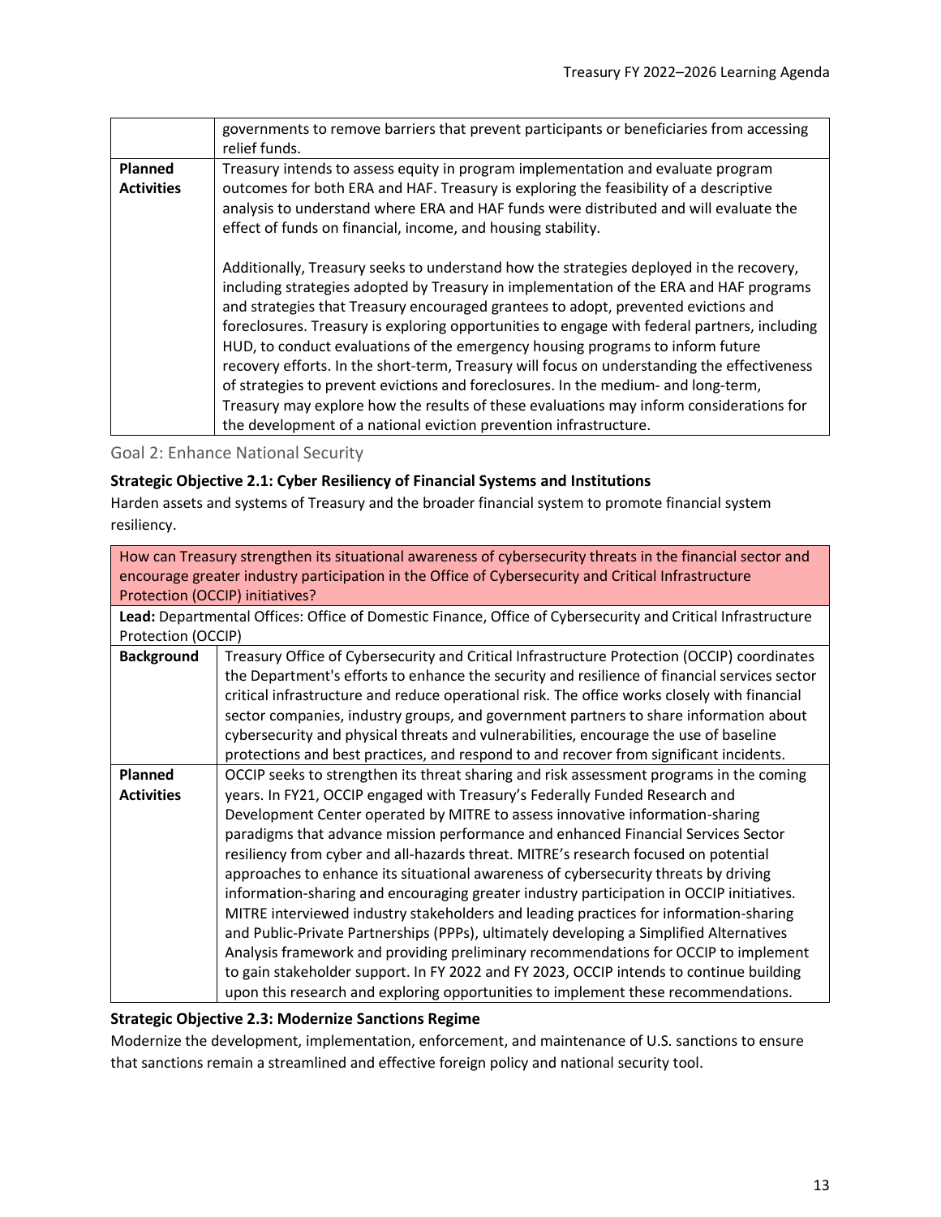| | |
|---|---|
| | governments to remove barriers that prevent participants or beneficiaries from accessing relief funds. |
| **Planned Activities** | Treasury intends to assess equity in program implementation and evaluate program outcomes for both ERA and HAF. Treasury is exploring the feasibility of a descriptive analysis to understand where ERA and HAF funds were distributed and will evaluate the effect of funds on financial, income, and housing stability.<br><br>Additionally, Treasury seeks to understand how the strategies deployed in the recovery, including strategies adopted by Treasury in implementation of the ERA and HAF programs and strategies that Treasury encouraged grantees to adopt, prevented evictions and foreclosures. Treasury is exploring opportunities to engage with federal partners, including HUD, to conduct evaluations of the emergency housing programs to inform future recovery efforts. In the short-term, Treasury will focus on understanding the effectiveness of strategies to prevent evictions and foreclosures. In the medium- and long-term, Treasury may explore how the results of these evaluations may inform considerations for the development of a national eviction prevention infrastructure. |

## Goal 2: Enhance National Security

**Strategic Objective 2.1: Cyber Resiliency of Financial Systems and Institutions**

Harden assets and systems of Treasury and the broader financial system to promote financial system resiliency.

| How can Treasury strengthen its situational awareness of cybersecurity threats in the financial sector and encourage greater industry participation in the Office of Cybersecurity and Critical Infrastructure Protection (OCCIP) initiatives? | |
|---|---|
| **Lead:** Departmental Offices: Office of Domestic Finance, Office of Cybersecurity and Critical Infrastructure Protection (OCCIP) | |
| **Background** | Treasury Office of Cybersecurity and Critical Infrastructure Protection (OCCIP) coordinates the Department's efforts to enhance the security and resilience of financial services sector critical infrastructure and reduce operational risk. The office works closely with financial sector companies, industry groups, and government partners to share information about cybersecurity and physical threats and vulnerabilities, encourage the use of baseline protections and best practices, and respond to and recover from significant incidents. |
| **Planned Activities** | OCCIP seeks to strengthen its threat sharing and risk assessment programs in the coming years. In FY21, OCCIP engaged with Treasury's Federally Funded Research and Development Center operated by MITRE to assess innovative information-sharing paradigms that advance mission performance and enhanced Financial Services Sector resiliency from cyber and all-hazards threat. MITRE's research focused on potential approaches to enhance its situational awareness of cybersecurity threats by driving information-sharing and encouraging greater industry participation in OCCIP initiatives. MITRE interviewed industry stakeholders and leading practices for information-sharing and Public-Private Partnerships (PPPs), ultimately developing a Simplified Alternatives Analysis framework and providing preliminary recommendations for OCCIP to implement to gain stakeholder support. In FY 2022 and FY 2023, OCCIP intends to continue building upon this research and exploring opportunities to implement these recommendations. |

**Strategic Objective 2.3: Modernize Sanctions Regime**

Modernize the development, implementation, enforcement, and maintenance of U.S. sanctions to ensure that sanctions remain a streamlined and effective foreign policy and national security tool.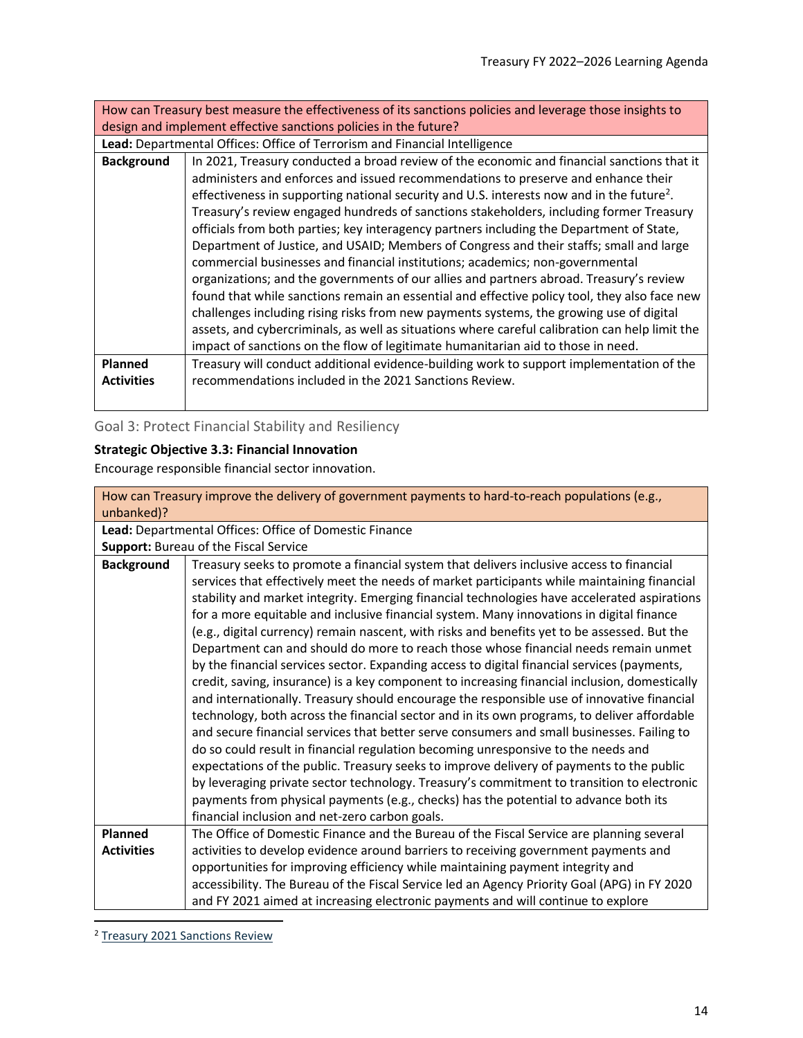| How can Treasury best measure the effectiveness of its sanctions policies and leverage those insights to design and implement effective sanctions policies in the future? | |
|---|---|
| **Lead:** Departmental Offices: Office of Terrorism and Financial Intelligence | |
| **Background** | In 2021, Treasury conducted a broad review of the economic and financial sanctions that it administers and enforces and issued recommendations to preserve and enhance their effectiveness in supporting national security and U.S. interests now and in the future[2]. Treasury's review engaged hundreds of sanctions stakeholders, including former Treasury officials from both parties; key interagency partners including the Department of State, Department of Justice, and USAID; Members of Congress and their staffs; small and large commercial businesses and financial institutions; academics; non-governmental organizations; and the governments of our allies and partners abroad. Treasury's review found that while sanctions remain an essential and effective policy tool, they also face new challenges including rising risks from new payments systems, the growing use of digital assets, and cybercriminals, as well as situations where careful calibration can help limit the impact of sanctions on the flow of legitimate humanitarian aid to those in need. |
| **Planned Activities** | Treasury will conduct additional evidence-building work to support implementation of the recommendations included in the 2021 Sanctions Review. |

## Goal 3: Protect Financial Stability and Resiliency

**Strategic Objective 3.3: Financial Innovation**

Encourage responsible financial sector innovation.

| How can Treasury improve the delivery of government payments to hard-to-reach populations (e.g., unbanked)? | |
|---|---|
| **Lead:** Departmental Offices: Office of Domestic Finance<br>**Support:** Bureau of the Fiscal Service | |
| **Background** | Treasury seeks to promote a financial system that delivers inclusive access to financial services that effectively meet the needs of market participants while maintaining financial stability and market integrity. Emerging financial technologies have accelerated aspirations for a more equitable and inclusive financial system. Many innovations in digital finance (e.g., digital currency) remain nascent, with risks and benefits yet to be assessed. But the Department can and should do more to reach those whose financial needs remain unmet by the financial services sector. Expanding access to digital financial services (payments, credit, saving, insurance) is a key component to increasing financial inclusion, domestically and internationally. Treasury should encourage the responsible use of innovative financial technology, both across the financial sector and in its own programs, to deliver affordable and secure financial services that better serve consumers and small businesses. Failing to do so could result in financial regulation becoming unresponsive to the needs and expectations of the public. Treasury seeks to improve delivery of payments to the public by leveraging private sector technology. Treasury's commitment to transition to electronic payments from physical payments (e.g., checks) has the potential to advance both its financial inclusion and net-zero carbon goals. |
| **Planned Activities** | The Office of Domestic Finance and the Bureau of the Fiscal Service are planning several activities to develop evidence around barriers to receiving government payments and opportunities for improving efficiency while maintaining payment integrity and accessibility. The Bureau of the Fiscal Service led an Agency Priority Goal (APG) in FY 2020 and FY 2021 aimed at increasing electronic payments and will continue to explore |

[2] Treasury 2021 Sanctions Review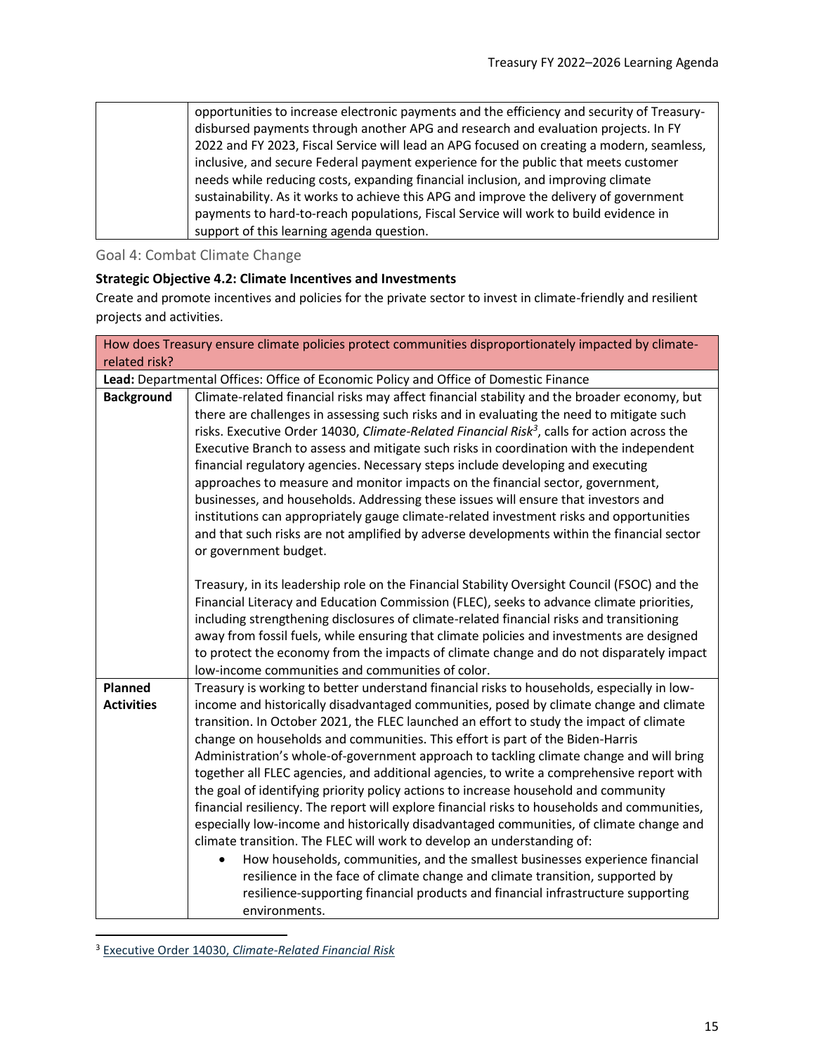| | opportunities to increase electronic payments and the efficiency and security of Treasury-disbursed payments through another APG and research and evaluation projects. In FY 2022 and FY 2023, Fiscal Service will lead an APG focused on creating a modern, seamless, inclusive, and secure Federal payment experience for the public that meets customer needs while reducing costs, expanding financial inclusion, and improving climate sustainability. As it works to achieve this APG and improve the delivery of government payments to hard-to-reach populations, Fiscal Service will work to build evidence in support of this learning agenda question. |
|---|---|

## Goal 4: Combat Climate Change

**Strategic Objective 4.2: Climate Incentives and Investments**

Create and promote incentives and policies for the private sector to invest in climate-friendly and resilient projects and activities.

| How does Treasury ensure climate policies protect communities disproportionately impacted by climate-related risk? | |
|---|---|
| **Lead:** Departmental Offices: Office of Economic Policy and Office of Domestic Finance | |
| **Background** | Climate-related financial risks may affect financial stability and the broader economy, but there are challenges in assessing such risks and in evaluating the need to mitigate such risks. Executive Order 14030, *Climate-Related Financial Risk*[3], calls for action across the Executive Branch to assess and mitigate such risks in coordination with the independent financial regulatory agencies. Necessary steps include developing and executing approaches to measure and monitor impacts on the financial sector, government, businesses, and households. Addressing these issues will ensure that investors and institutions can appropriately gauge climate-related investment risks and opportunities and that such risks are not amplified by adverse developments within the financial sector or government budget.<br><br>Treasury, in its leadership role on the Financial Stability Oversight Council (FSOC) and the Financial Literacy and Education Commission (FLEC), seeks to advance climate priorities, including strengthening disclosures of climate-related financial risks and transitioning away from fossil fuels, while ensuring that climate policies and investments are designed to protect the economy from the impacts of climate change and do not disparately impact low-income communities and communities of color. |
| **Planned Activities** | Treasury is working to better understand financial risks to households, especially in low-income and historically disadvantaged communities, posed by climate change and climate transition. In October 2021, the FLEC launched an effort to study the impact of climate change on households and communities. This effort is part of the Biden-Harris Administration's whole-of-government approach to tackling climate change and will bring together all FLEC agencies, and additional agencies, to write a comprehensive report with the goal of identifying priority policy actions to increase household and community financial resiliency. The report will explore financial risks to households and communities, especially low-income and historically disadvantaged communities, of climate change and climate transition. The FLEC will work to develop an understanding of:<br>• How households, communities, and the smallest businesses experience financial resilience in the face of climate change and climate transition, supported by resilience-supporting financial products and financial infrastructure supporting environments. |

[3] Executive Order 14030, *Climate-Related Financial Risk*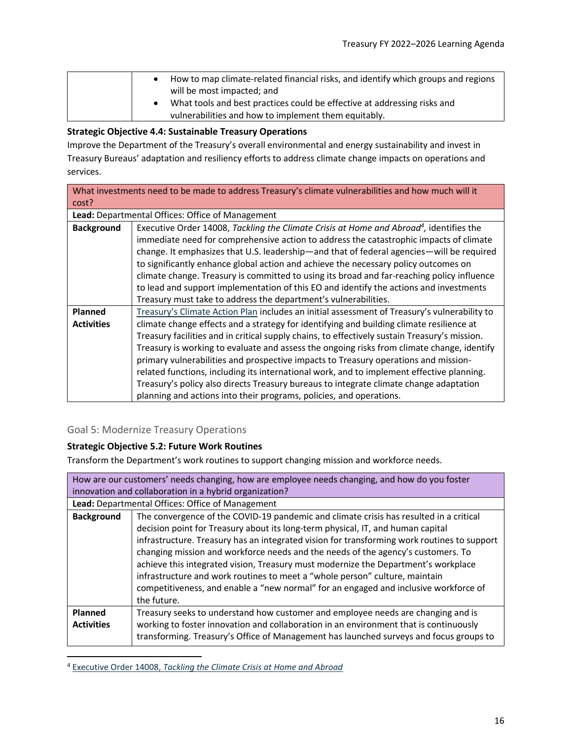| | |
|---|---|
| | • How to map climate-related financial risks, and identify which groups and regions will be most impacted; and<br>• What tools and best practices could be effective at addressing risks and vulnerabilities and how to implement them equitably. |

**Strategic Objective 4.4: Sustainable Treasury Operations**

Improve the Department of the Treasury's overall environmental and energy sustainability and invest in Treasury Bureaus' adaptation and resiliency efforts to address climate change impacts on operations and services.

| What investments need to be made to address Treasury's climate vulnerabilities and how much will it cost? | |
|---|---|
| **Lead:** Departmental Offices: Office of Management | |
| **Background** | Executive Order 14008, *Tackling the Climate Crisis at Home and Abroad*[4], identifies the immediate need for comprehensive action to address the catastrophic impacts of climate change. It emphasizes that U.S. leadership—and that of federal agencies—will be required to significantly enhance global action and achieve the necessary policy outcomes on climate change. Treasury is committed to using its broad and far-reaching policy influence to lead and support implementation of this EO and identify the actions and investments Treasury must take to address the department's vulnerabilities. |
| **Planned Activities** | Treasury's Climate Action Plan includes an initial assessment of Treasury's vulnerability to climate change effects and a strategy for identifying and building climate resilience at Treasury facilities and in critical supply chains, to effectively sustain Treasury's mission. Treasury is working to evaluate and assess the ongoing risks from climate change, identify primary vulnerabilities and prospective impacts to Treasury operations and mission-related functions, including its international work, and to implement effective planning. Treasury's policy also directs Treasury bureaus to integrate climate change adaptation planning and actions into their programs, policies, and operations. |

## Goal 5: Modernize Treasury Operations

**Strategic Objective 5.2: Future Work Routines**

Transform the Department's work routines to support changing mission and workforce needs.

| How are our customers' needs changing, how are employee needs changing, and how do you foster innovation and collaboration in a hybrid organization? | |
|---|---|
| **Lead:** Departmental Offices: Office of Management | |
| **Background** | The convergence of the COVID-19 pandemic and climate crisis has resulted in a critical decision point for Treasury about its long-term physical, IT, and human capital infrastructure. Treasury has an integrated vision for transforming work routines to support changing mission and workforce needs and the needs of the agency's customers. To achieve this integrated vision, Treasury must modernize the Department's workplace infrastructure and work routines to meet a "whole person" culture, maintain competitiveness, and enable a "new normal" for an engaged and inclusive workforce of the future. |
| **Planned Activities** | Treasury seeks to understand how customer and employee needs are changing and is working to foster innovation and collaboration in an environment that is continuously transforming. Treasury's Office of Management has launched surveys and focus groups to |

[4] Executive Order 14008, *Tackling the Climate Crisis at Home and Abroad*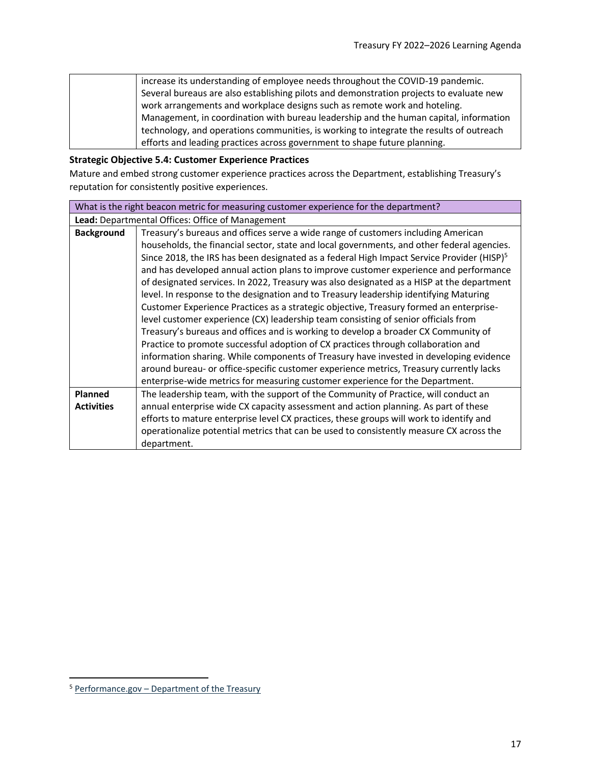| | |
|---|---|
| | increase its understanding of employee needs throughout the COVID-19 pandemic. Several bureaus are also establishing pilots and demonstration projects to evaluate new work arrangements and workplace designs such as remote work and hoteling. Management, in coordination with bureau leadership and the human capital, information technology, and operations communities, is working to integrate the results of outreach efforts and leading practices across government to shape future planning. |

**Strategic Objective 5.4: Customer Experience Practices**

Mature and embed strong customer experience practices across the Department, establishing Treasury's reputation for consistently positive experiences.

| What is the right beacon metric for measuring customer experience for the department? | |
|---|---|
| **Lead:** Departmental Offices: Office of Management | |
| **Background** | Treasury's bureaus and offices serve a wide range of customers including American households, the financial sector, state and local governments, and other federal agencies. Since 2018, the IRS has been designated as a federal High Impact Service Provider (HISP)[5] and has developed annual action plans to improve customer experience and performance of designated services. In 2022, Treasury was also designated as a HISP at the department level. In response to the designation and to Treasury leadership identifying Maturing Customer Experience Practices as a strategic objective, Treasury formed an enterprise-level customer experience (CX) leadership team consisting of senior officials from Treasury's bureaus and offices and is working to develop a broader CX Community of Practice to promote successful adoption of CX practices through collaboration and information sharing. While components of Treasury have invested in developing evidence around bureau- or office-specific customer experience metrics, Treasury currently lacks enterprise-wide metrics for measuring customer experience for the Department. |
| **Planned Activities** | The leadership team, with the support of the Community of Practice, will conduct an annual enterprise wide CX capacity assessment and action planning. As part of these efforts to mature enterprise level CX practices, these groups will work to identify and operationalize potential metrics that can be used to consistently measure CX across the department. |

[5] Performance.gov – Department of the Treasury